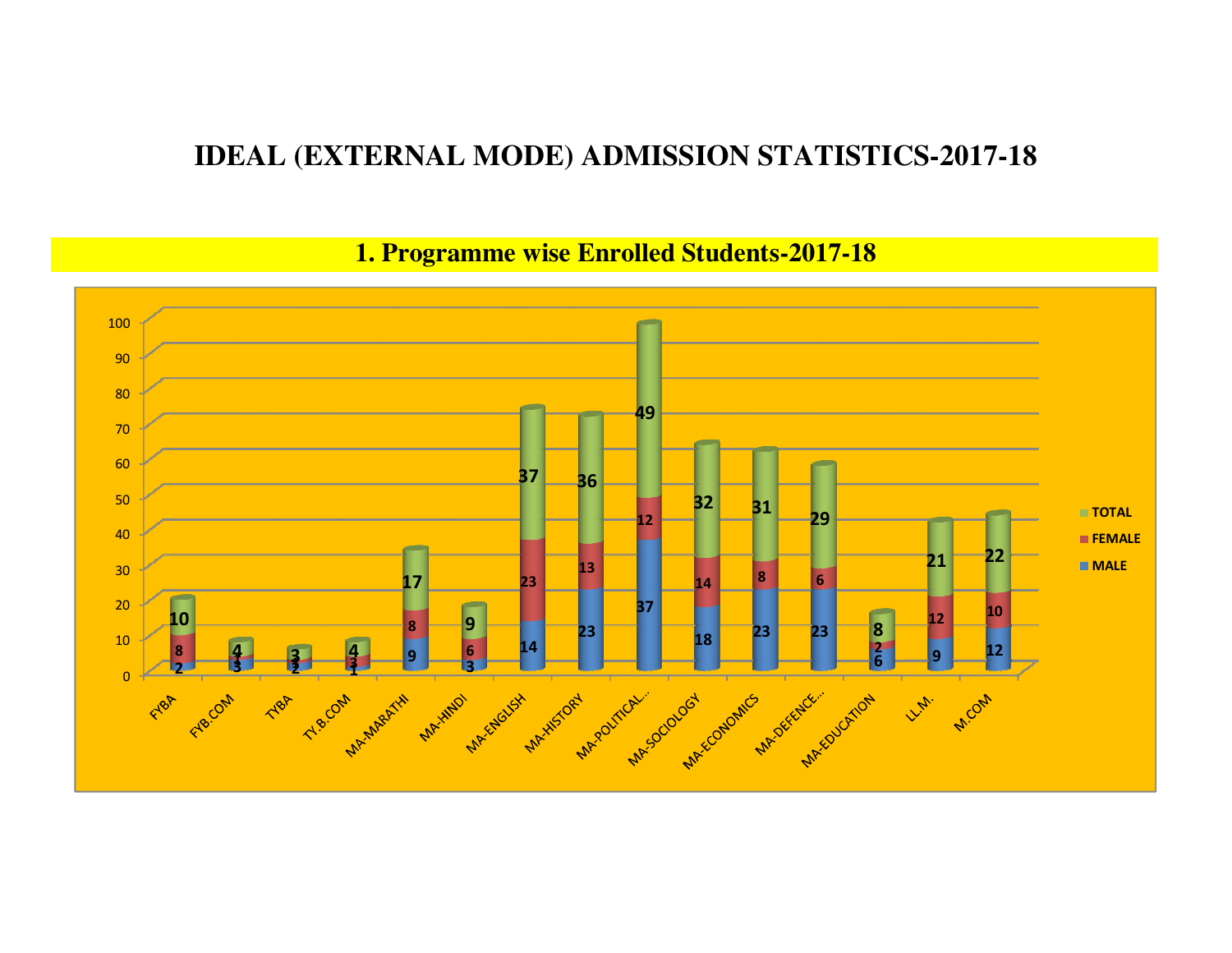# IDEAL (EXTERNAL MODE) ADMISSION STATISTICS-2017-18

## 1. Programme wise Enrolled Students-2017-18

| Programme | MALE | FEMALE | TOTAL |
|---|---|---|---|
| FYBA | 2 | 8 | 10 |
| FYB.COM | 3 | 1 | 4 |
| TYBA | 2 | 1 | 3 |
| TY.B.COM | 1 | 3 | 4 |
| MA-MARATHI | 9 | 8 | 17 |
| MA-HINDI | 3 | 6 | 9 |
| MA-ENGLISH | 14 | 23 | 37 |
| MA-HISTORY | 23 | 13 | 36 |
| MA-POLITICAL... | 37 | 12 | 49 |
| MA-SOCIOLOGY | 18 | 14 | 32 |
| MA-ECONOMICS | 23 | 8 | 31 |
| MA-DEFENCE... | 23 | 6 | 29 |
| MA-EDUCATION | 6 | 2 | 8 |
| LL.M. | 9 | 12 | 21 |
| M.COM | 12 | 10 | 22 |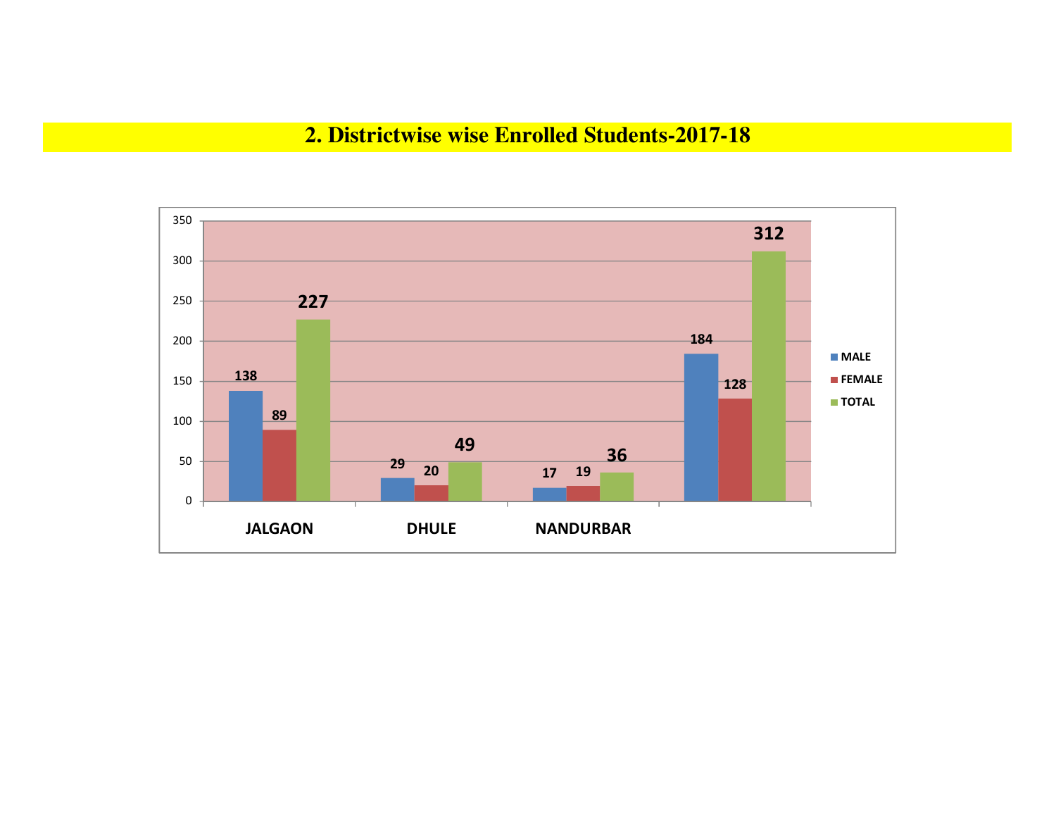## 2. Districtwise wise Enrolled Students-2017-18

| | MALE | FEMALE | TOTAL |
|---|---|---|---|
| JALGAON | 138 | 89 | 227 |
| DHULE | 29 | 20 | 49 |
| NANDURBAR | 17 | 19 | 36 |
| | 184 | 128 | 312 |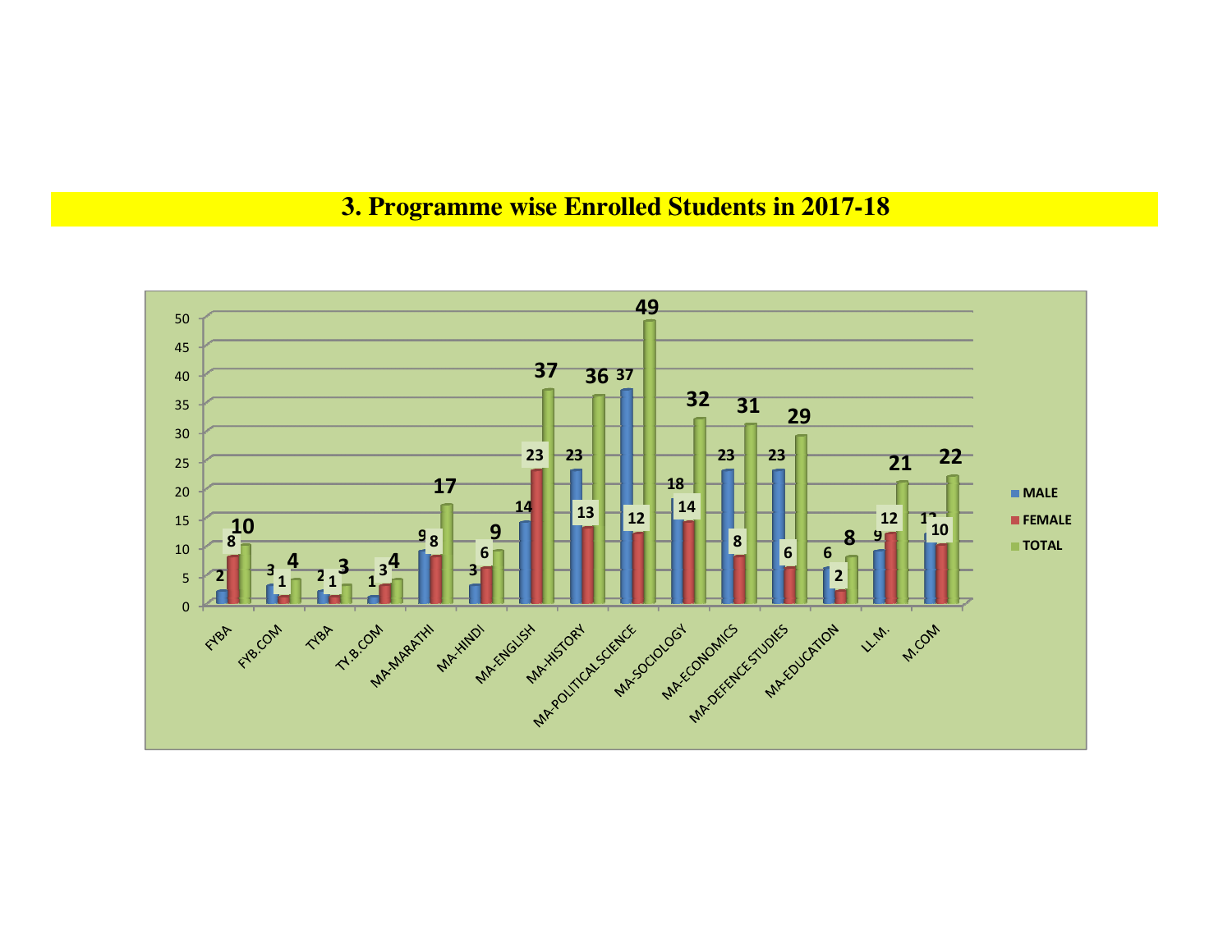## 3. Programme wise Enrolled Students in 2017-18

| Programme | MALE | FEMALE | TOTAL |
|---|---|---|---|
| FYBA | 2 | 8 | 10 |
| FYB.COM | 3 | 1 | 4 |
| TYBA | 2 | 1 | 3 |
| TY.B.COM | 1 | 3 | 4 |
| MA-MARATHI | 9 | 8 | 17 |
| MA-HINDI | 3 | 6 | 9 |
| MA-ENGLISH | 14 | 23 | 37 |
| MA-HISTORY | 23 | 13 | 36 |
| MA-POLITICAL SCIENCE | 37 | 12 | 49 |
| MA-SOCIOLOGY | 18 | 14 | 32 |
| MA-ECONOMICS | 23 | 8 | 31 |
| MA-DEFENCE STUDIES | 23 | 6 | 29 |
| MA-EDUCATION | 6 | 2 | 8 |
| LL.M. | 9 | 12 | 21 |
| M.COM | 12 | 10 | 22 |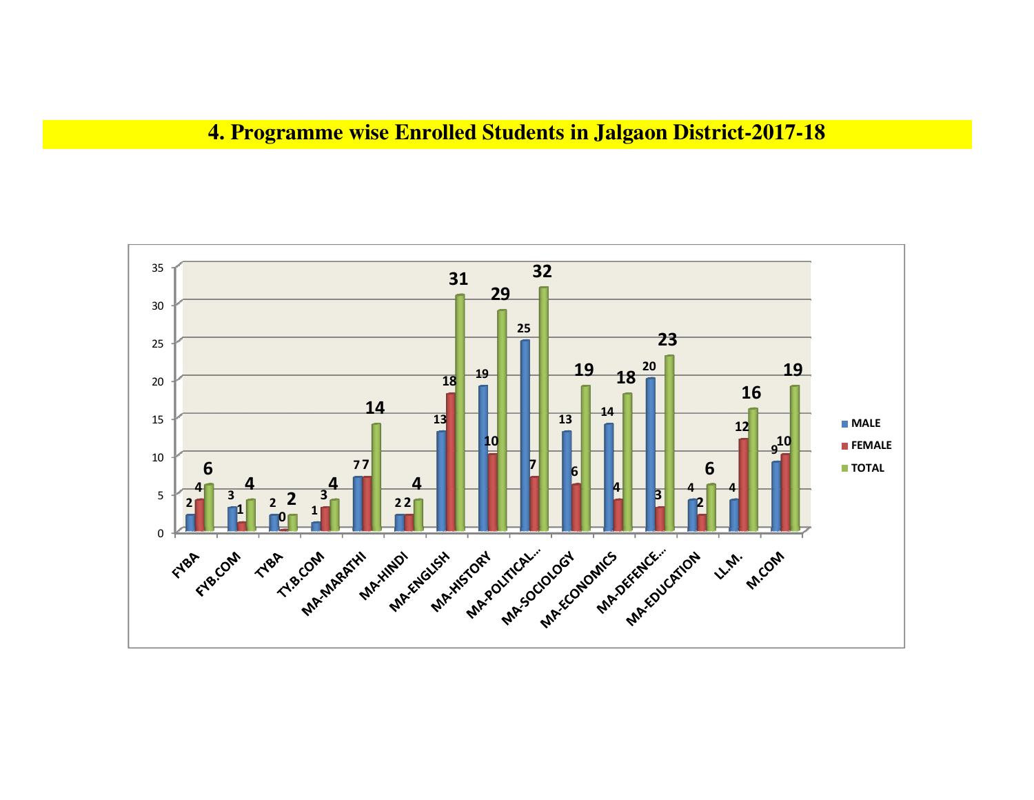# 4. Programme wise Enrolled Students in Jalgaon District-2017-18

| Programme | MALE | FEMALE | TOTAL |
|---|---|---|---|
| FYBA | 2 | 4 | 6 |
| FYB.COM | 3 | 1 | 4 |
| TYBA | 2 | 0 | 2 |
| TY.B.COM | 1 | 3 | 4 |
| MA-MARATHI | 7 | 7 | 14 |
| MA-HINDI | 2 | 2 | 4 |
| MA-ENGLISH | 13 | 18 | 31 |
| MA-HISTORY | 19 | 10 | 29 |
| MA-POLITICAL... | 25 | 7 | 32 |
| MA-SOCIOLOGY | 13 | 6 | 19 |
| MA-ECONOMICS | 14 | 4 | 18 |
| MA-DEFENCE... | 20 | 3 | 23 |
| MA-EDUCATION | 4 | 2 | 6 |
| LL.M. | 4 | 12 | 16 |
| M.COM | 9 | 10 | 19 |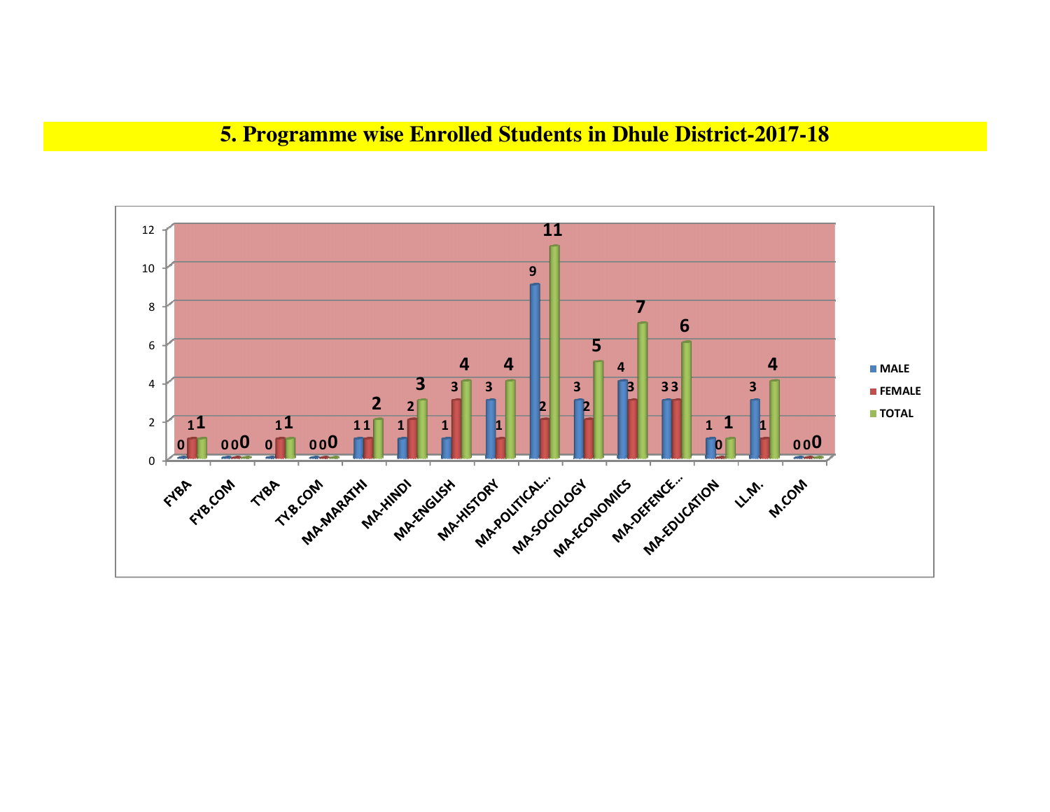# 5. Programme wise Enrolled Students in Dhule District-2017-18

| Programme | MALE | FEMALE | TOTAL |
|---|---|---|---|
| FYBA | 0 | 1 | 1 |
| FYB.COM | 0 | 0 | 0 |
| TYBA | 0 | 1 | 1 |
| TY.B.COM | 0 | 0 | 0 |
| MA-MARATHI | 1 | 1 | 2 |
| MA-HINDI | 1 | 2 | 3 |
| MA-ENGLISH | 1 | 3 | 4 |
| MA-HISTORY | 3 | 1 | 4 |
| MA-POLITICAL... | 9 | 2 | 11 |
| MA-SOCIOLOGY | 3 | 2 | 5 |
| MA-ECONOMICS | 4 | 3 | 7 |
| MA-DEFENCE... | 3 | 3 | 6 |
| MA-EDUCATION | 1 | 0 | 1 |
| LL.M. | 3 | 1 | 4 |
| M.COM | 0 | 0 | 0 |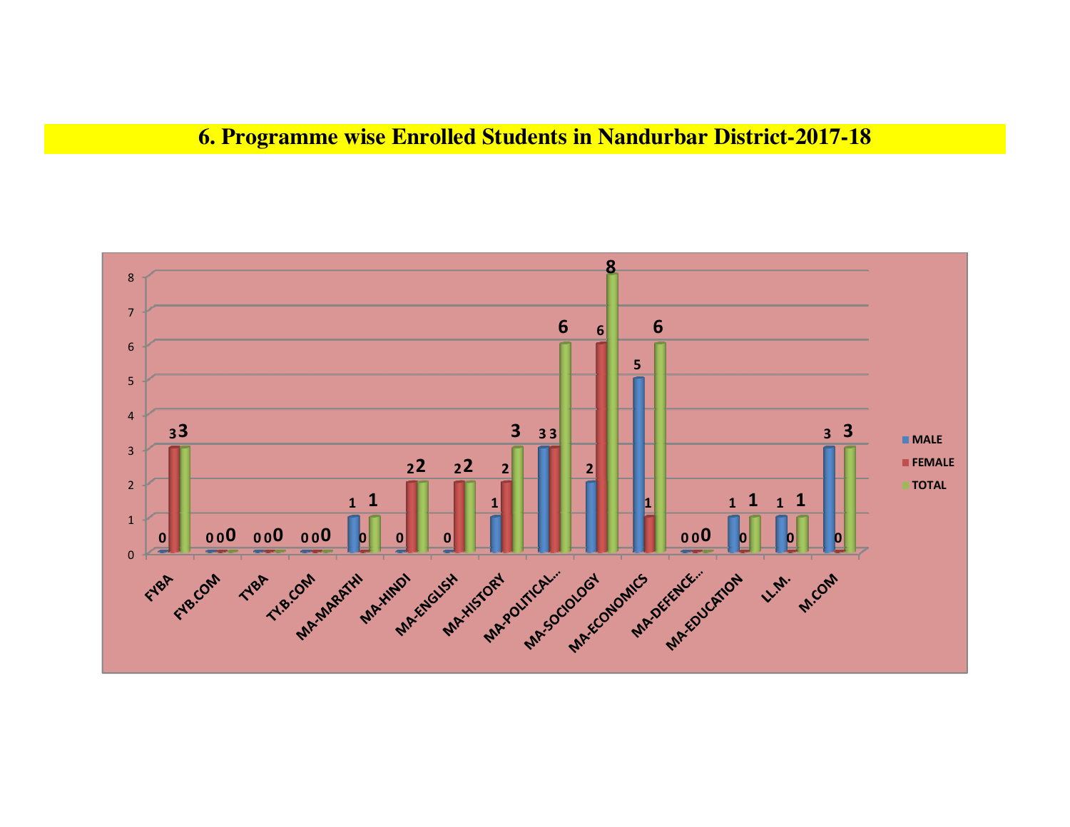# 6. Programme wise Enrolled Students in Nandurbar District-2017-18

| Programme | MALE | FEMALE | TOTAL |
|---|---|---|---|
| FYBA | 0 | 3 | 3 |
| FYB.COM | 0 | 0 | 0 |
| TYBA | 0 | 0 | 0 |
| TY.B.COM | 0 | 0 | 0 |
| MA-MARATHI | 1 | 0 | 1 |
| MA-HINDI | 0 | 2 | 2 |
| MA-ENGLISH | 0 | 2 | 2 |
| MA-HISTORY | 1 | 2 | 3 |
| MA-POLITICAL... | 3 | 3 | 6 |
| MA-SOCIOLOGY | 2 | 6 | 8 |
| MA-ECONOMICS | 5 | 1 | 6 |
| MA-DEFENCE... | 0 | 0 | 0 |
| MA-EDUCATION | 1 | 0 | 1 |
| LL.M. | 1 | 0 | 1 |
| M.COM | 3 | 0 | 3 |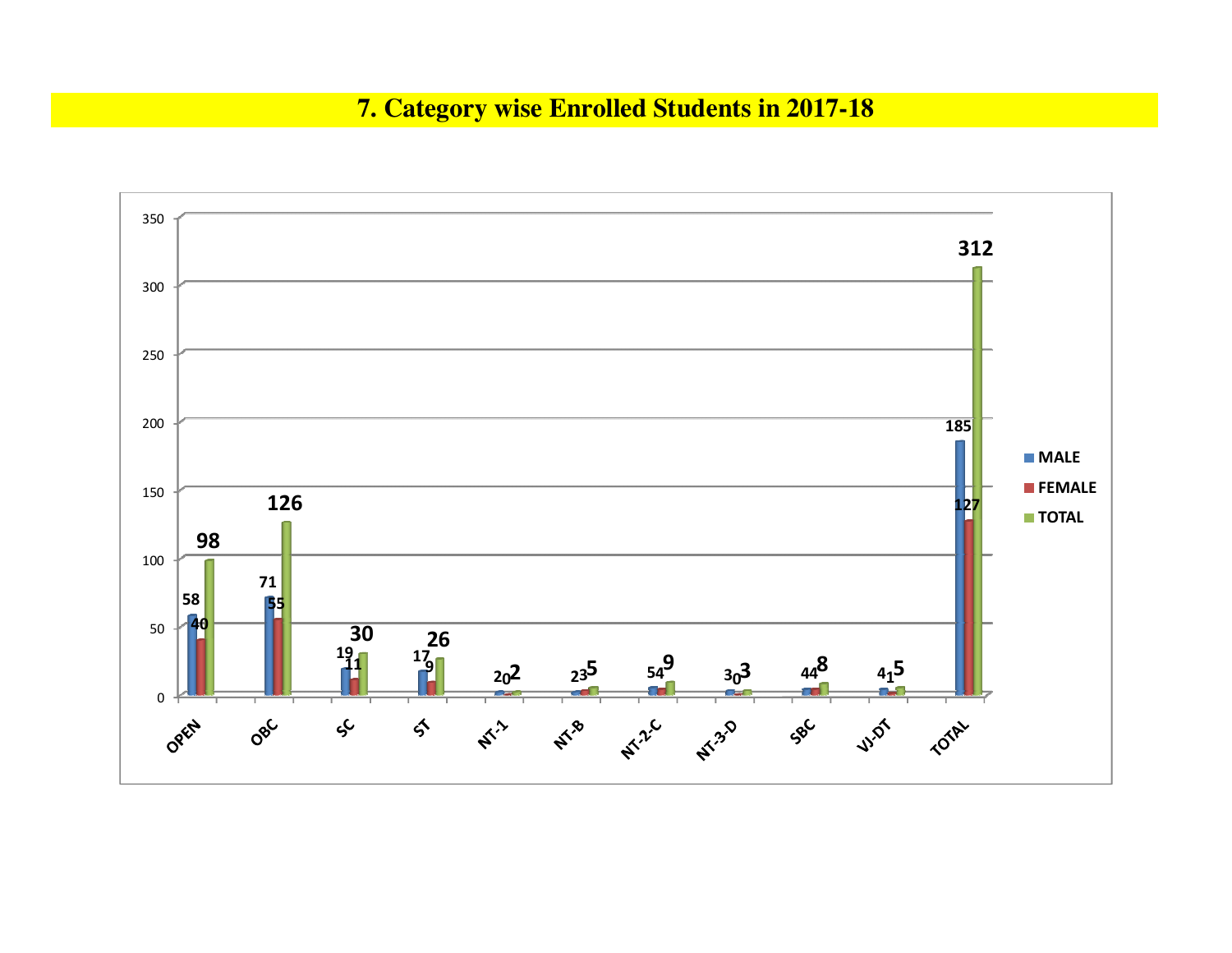# 7. Category wise Enrolled Students in 2017-18

350
300
250
200
150
100
50
0

OPEN: 58, 40, 98
OBC: 71, 55, 126
SC: 19, 11, 30
ST: 17, 9, 26
NT-1: 2, 0, 2
NT-B: 2, 3, 5
NT-2-C: 5, 4, 9
NT-3-D: 3, 0, 3
SBC: 4, 4, 8
VJ-DT: 4, 1, 5
TOTAL: 185, 127, 312

MALE
FEMALE
TOTAL